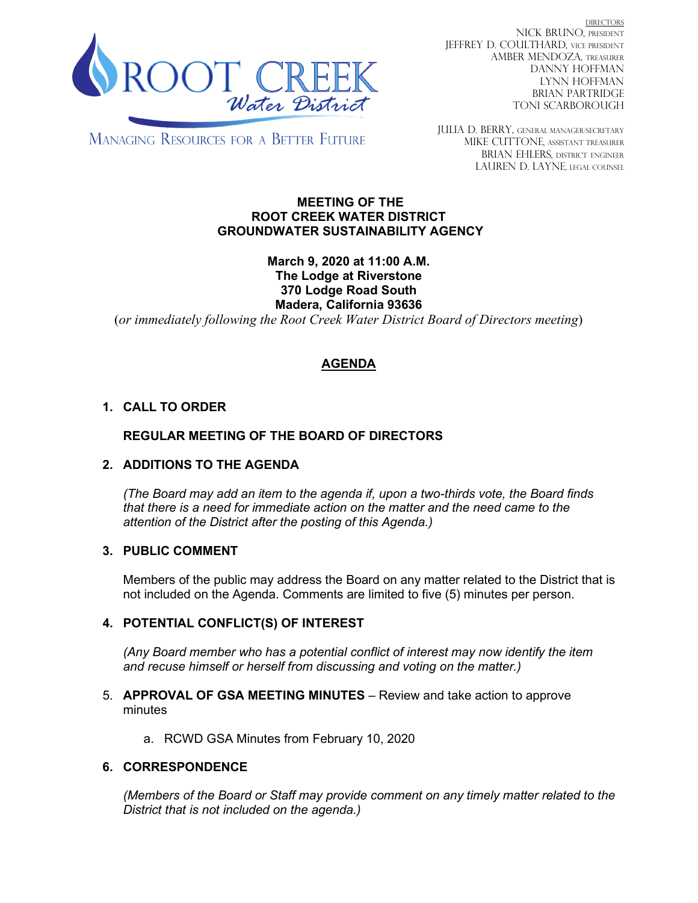ROOT CREEK *Water District*

MANAGING RESOURCES FOR A BETTER FUTURE

DIRECTORS
NICK BRUNO, PRESIDENT
JEFFREY D. COULTHARD, VICE PRESIDENT
AMBER MENDOZA, TREASURER
DANNY HOFFMAN
LYNN HOFFMAN
BRIAN PARTRIDGE
TONI SCARBOROUGH

JULIA D. BERRY, GENERAL MANAGER/SECRETARY
MIKE CUTTONE, ASSISTANT TREASURER
BRIAN EHLERS, DISTRICT ENGINEER
LAUREN D. LAYNE, LEGAL COUNSEL

**MEETING OF THE**
**ROOT CREEK WATER DISTRICT**
**GROUNDWATER SUSTAINABILITY AGENCY**

**March 9, 2020 at 11:00 A.M.**
**The Lodge at Riverstone**
**370 Lodge Road South**
**Madera, California 93636**
(*or immediately following the Root Creek Water District Board of Directors meeting*)

## AGENDA

1. **CALL TO ORDER**

   **REGULAR MEETING OF THE BOARD OF DIRECTORS**

2. **ADDITIONS TO THE AGENDA**

   *(The Board may add an item to the agenda if, upon a two-thirds vote, the Board finds that there is a need for immediate action on the matter and the need came to the attention of the District after the posting of this Agenda.)*

3. **PUBLIC COMMENT**

   Members of the public may address the Board on any matter related to the District that is not included on the Agenda. Comments are limited to five (5) minutes per person.

4. **POTENTIAL CONFLICT(S) OF INTEREST**

   *(Any Board member who has a potential conflict of interest may now identify the item and recuse himself or herself from discussing and voting on the matter.)*

5. **APPROVAL OF GSA MEETING MINUTES** – Review and take action to approve minutes

   a. RCWD GSA Minutes from February 10, 2020

6. **CORRESPONDENCE**

   *(Members of the Board or Staff may provide comment on any timely matter related to the District that is not included on the agenda.)*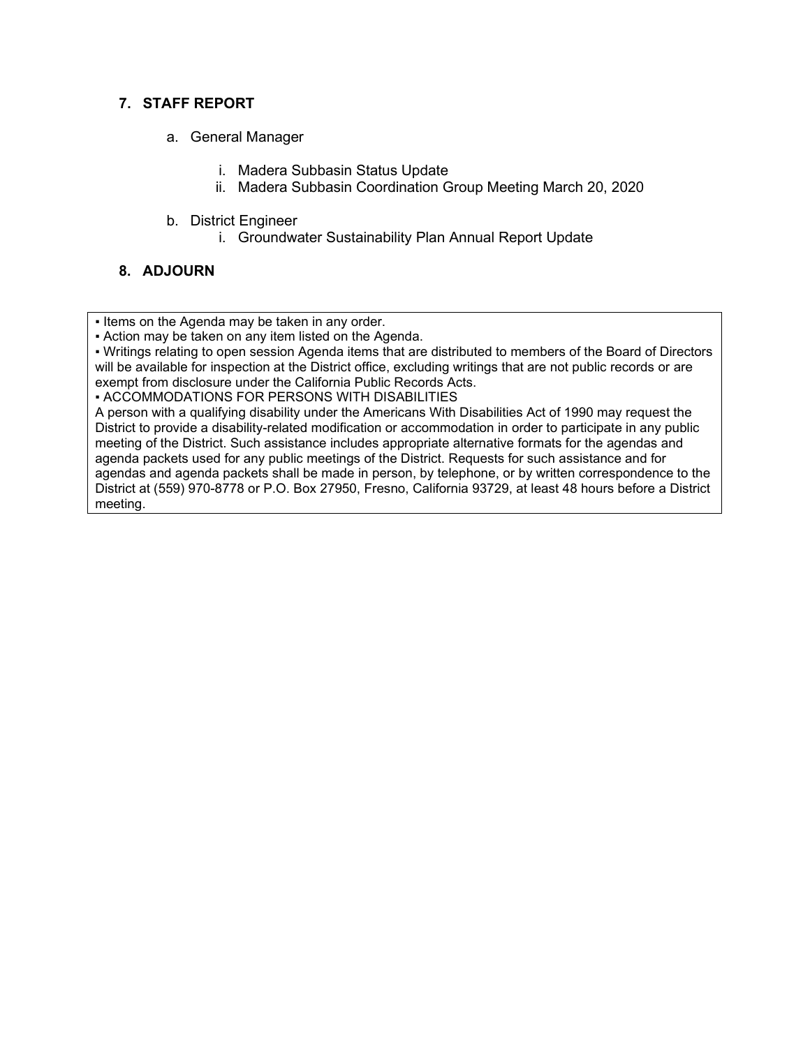## 7. STAFF REPORT

a. General Manager

   i. Madera Subbasin Status Update
   ii. Madera Subbasin Coordination Group Meeting March 20, 2020

b. District Engineer

   i. Groundwater Sustainability Plan Annual Report Update

## 8. ADJOURN

▪ Items on the Agenda may be taken in any order.
▪ Action may be taken on any item listed on the Agenda.
▪ Writings relating to open session Agenda items that are distributed to members of the Board of Directors will be available for inspection at the District office, excluding writings that are not public records or are exempt from disclosure under the California Public Records Acts.
▪ ACCOMMODATIONS FOR PERSONS WITH DISABILITIES
A person with a qualifying disability under the Americans With Disabilities Act of 1990 may request the District to provide a disability-related modification or accommodation in order to participate in any public meeting of the District. Such assistance includes appropriate alternative formats for the agendas and agenda packets used for any public meetings of the District. Requests for such assistance and for agendas and agenda packets shall be made in person, by telephone, or by written correspondence to the District at (559) 970-8778 or P.O. Box 27950, Fresno, California 93729, at least 48 hours before a District meeting.